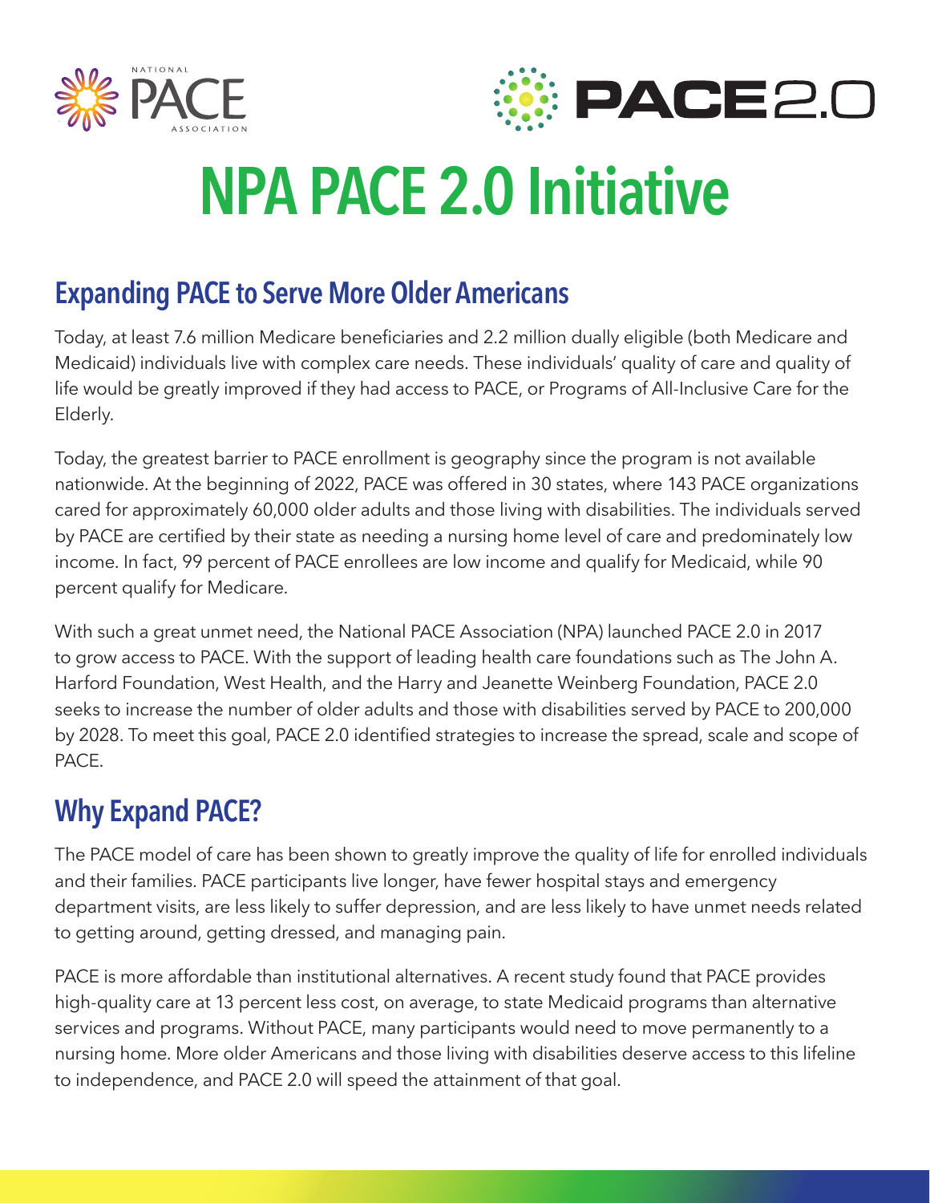# NPA PACE 2.0 Initiative

## Expanding PACE to Serve More Older Americans

Today, at least 7.6 million Medicare beneficiaries and 2.2 million dually eligible (both Medicare and Medicaid) individuals live with complex care needs. These individuals' quality of care and quality of life would be greatly improved if they had access to PACE, or Programs of All-Inclusive Care for the Elderly.

Today, the greatest barrier to PACE enrollment is geography since the program is not available nationwide. At the beginning of 2022, PACE was offered in 30 states, where 143 PACE organizations cared for approximately 60,000 older adults and those living with disabilities. The individuals served by PACE are certified by their state as needing a nursing home level of care and predominately low income. In fact, 99 percent of PACE enrollees are low income and qualify for Medicaid, while 90 percent qualify for Medicare.

With such a great unmet need, the National PACE Association (NPA) launched PACE 2.0 in 2017 to grow access to PACE. With the support of leading health care foundations such as The John A. Harford Foundation, West Health, and the Harry and Jeanette Weinberg Foundation, PACE 2.0 seeks to increase the number of older adults and those with disabilities served by PACE to 200,000 by 2028. To meet this goal, PACE 2.0 identified strategies to increase the spread, scale and scope of PACE.

## Why Expand PACE?

The PACE model of care has been shown to greatly improve the quality of life for enrolled individuals and their families. PACE participants live longer, have fewer hospital stays and emergency department visits, are less likely to suffer depression, and are less likely to have unmet needs related to getting around, getting dressed, and managing pain.

PACE is more affordable than institutional alternatives. A recent study found that PACE provides high-quality care at 13 percent less cost, on average, to state Medicaid programs than alternative services and programs. Without PACE, many participants would need to move permanently to a nursing home. More older Americans and those living with disabilities deserve access to this lifeline to independence, and PACE 2.0 will speed the attainment of that goal.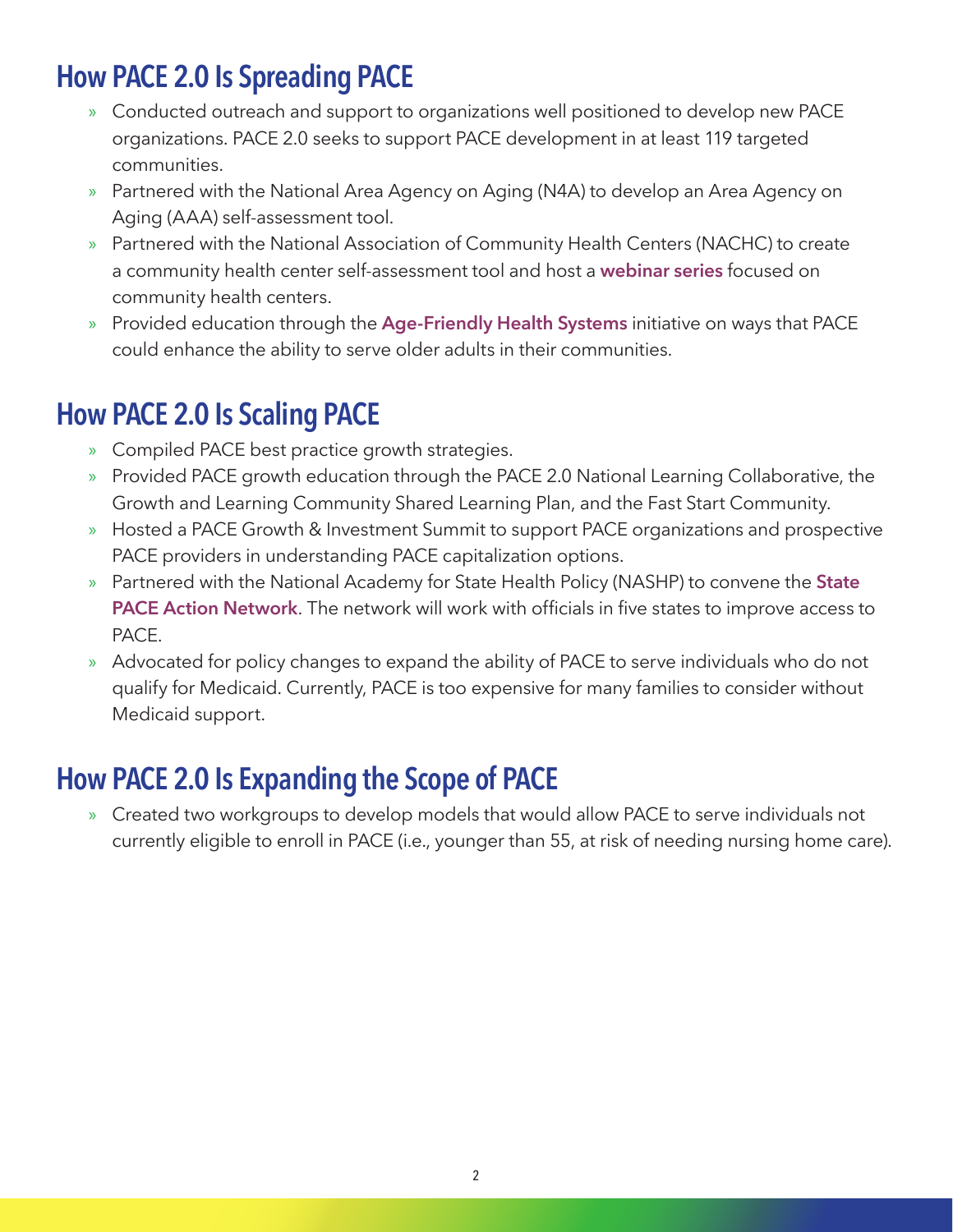## How PACE 2.0 Is Spreading PACE

- Conducted outreach and support to organizations well positioned to develop new PACE organizations. PACE 2.0 seeks to support PACE development in at least 119 targeted communities.
- Partnered with the National Area Agency on Aging (N4A) to develop an Area Agency on Aging (AAA) self-assessment tool.
- Partnered with the National Association of Community Health Centers (NACHC) to create a community health center self-assessment tool and host a **webinar series** focused on community health centers.
- Provided education through the **Age-Friendly Health Systems** initiative on ways that PACE could enhance the ability to serve older adults in their communities.

## How PACE 2.0 Is Scaling PACE

- Compiled PACE best practice growth strategies.
- Provided PACE growth education through the PACE 2.0 National Learning Collaborative, the Growth and Learning Community Shared Learning Plan, and the Fast Start Community.
- Hosted a PACE Growth & Investment Summit to support PACE organizations and prospective PACE providers in understanding PACE capitalization options.
- Partnered with the National Academy for State Health Policy (NASHP) to convene the **State PACE Action Network**. The network will work with officials in five states to improve access to PACE.
- Advocated for policy changes to expand the ability of PACE to serve individuals who do not qualify for Medicaid. Currently, PACE is too expensive for many families to consider without Medicaid support.

## How PACE 2.0 Is Expanding the Scope of PACE

- Created two workgroups to develop models that would allow PACE to serve individuals not currently eligible to enroll in PACE (i.e., younger than 55, at risk of needing nursing home care).